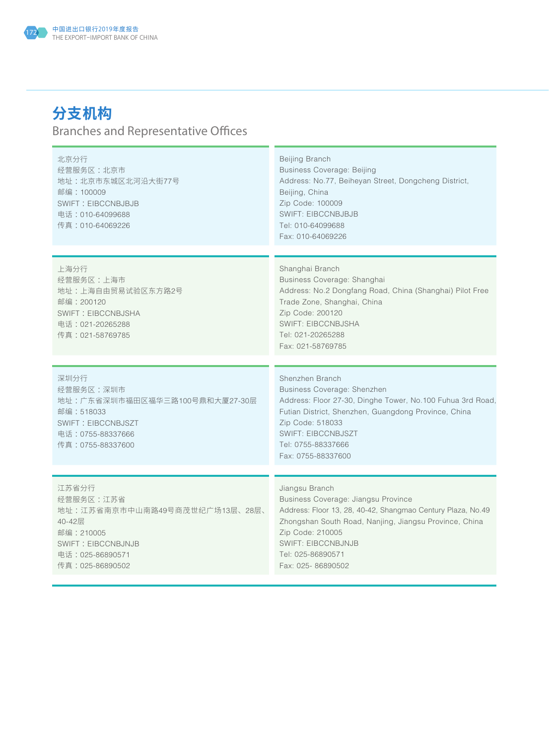# 分支机构

## Branches and Representative Offices

| 中文 | English |
| --- | --- |
| 北京分行<br>经营服务区：北京市<br>地址：北京市东城区北河沿大街77号<br>邮编：100009<br>SWIFT：EIBCCNBJBJB<br>电话：010-64099688<br>传真：010-64069226 | Beijing Branch<br>Business Coverage: Beijing<br>Address: No.77, Beiheyan Street, Dongcheng District, Beijing, China<br>Zip Code: 100009<br>SWIFT: EIBCCNBJBJB<br>Tel: 010-64099688<br>Fax: 010-64069226 |
| 上海分行<br>经营服务区：上海市<br>地址：上海自由贸易试验区东方路2号<br>邮编：200120<br>SWIFT：EIBCCNBJSHA<br>电话：021-20265288<br>传真：021-58769785 | Shanghai Branch<br>Business Coverage: Shanghai<br>Address: No.2 Dongfang Road, China (Shanghai) Pilot Free Trade Zone, Shanghai, China<br>Zip Code: 200120<br>SWIFT: EIBCCNBJSHA<br>Tel: 021-20265288<br>Fax: 021-58769785 |
| 深圳分行<br>经营服务区：深圳市<br>地址：广东省深圳市福田区福华三路100号鼎和大厦27-30层<br>邮编：518033<br>SWIFT：EIBCCNBJSZT<br>电话：0755-88337666<br>传真：0755-88337600 | Shenzhen Branch<br>Business Coverage: Shenzhen<br>Address: Floor 27-30, Dinghe Tower, No.100 Fuhua 3rd Road, Futian District, Shenzhen, Guangdong Province, China<br>Zip Code: 518033<br>SWIFT: EIBCCNBJSZT<br>Tel: 0755-88337666<br>Fax: 0755-88337600 |
| 江苏省分行<br>经营服务区：江苏省<br>地址：江苏省南京市中山南路49号商茂世纪广场13层、28层、40-42层<br>邮编：210005<br>SWIFT：EIBCCNBJNJB<br>电话：025-86890571<br>传真：025-86890502 | Jiangsu Branch<br>Business Coverage: Jiangsu Province<br>Address: Floor 13, 28, 40-42, Shangmao Century Plaza, No.49 Zhongshan South Road, Nanjing, Jiangsu Province, China<br>Zip Code: 210005<br>SWIFT: EIBCCNBJNJB<br>Tel: 025-86890571<br>Fax: 025- 86890502 |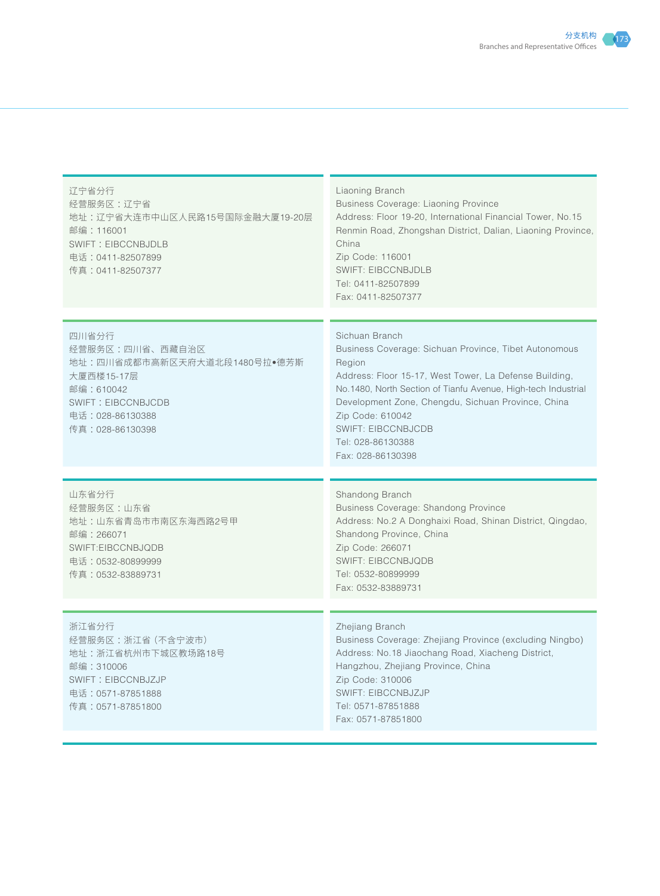辽宁省分行
经营服务区：辽宁省
地址：辽宁省大连市中山区人民路15号国际金融大厦19-20层
邮编：116001
SWIFT：EIBCCNBJDLB
电话：0411-82507899
传真：0411-82507377

Liaoning Branch
Business Coverage: Liaoning Province
Address: Floor 19-20, International Financial Tower, No.15 Renmin Road, Zhongshan District, Dalian, Liaoning Province, China
Zip Code: 116001
SWIFT: EIBCCNBJDLB
Tel: 0411-82507899
Fax: 0411-82507377

四川省分行
经营服务区：四川省、西藏自治区
地址：四川省成都市高新区天府大道北段1480号拉•德芳斯大厦西楼15-17层
邮编：610042
SWIFT：EIBCCNBJCDB
电话：028-86130388
传真：028-86130398

Sichuan Branch
Business Coverage: Sichuan Province, Tibet Autonomous Region
Address: Floor 15-17, West Tower, La Defense Building, No.1480, North Section of Tianfu Avenue, High-tech Industrial Development Zone, Chengdu, Sichuan Province, China
Zip Code: 610042
SWIFT: EIBCCNBJCDB
Tel: 028-86130388
Fax: 028-86130398

山东省分行
经营服务区：山东省
地址：山东省青岛市市南区东海西路2号甲
邮编：266071
SWIFT:EIBCCNBJQDB
电话：0532-80899999
传真：0532-83889731

Shandong Branch
Business Coverage: Shandong Province
Address: No.2 A Donghaixi Road, Shinan District, Qingdao, Shandong Province, China
Zip Code: 266071
SWIFT: EIBCCNBJQDB
Tel: 0532-80899999
Fax: 0532-83889731

浙江省分行
经营服务区：浙江省（不含宁波市）
地址：浙江省杭州市下城区教场路18号
邮编：310006
SWIFT：EIBCCNBJZJP
电话：0571-87851888
传真：0571-87851800

Zhejiang Branch
Business Coverage: Zhejiang Province (excluding Ningbo)
Address: No.18 Jiaochang Road, Xiacheng District, Hangzhou, Zhejiang Province, China
Zip Code: 310006
SWIFT: EIBCCNBJZJP
Tel: 0571-87851888
Fax: 0571-87851800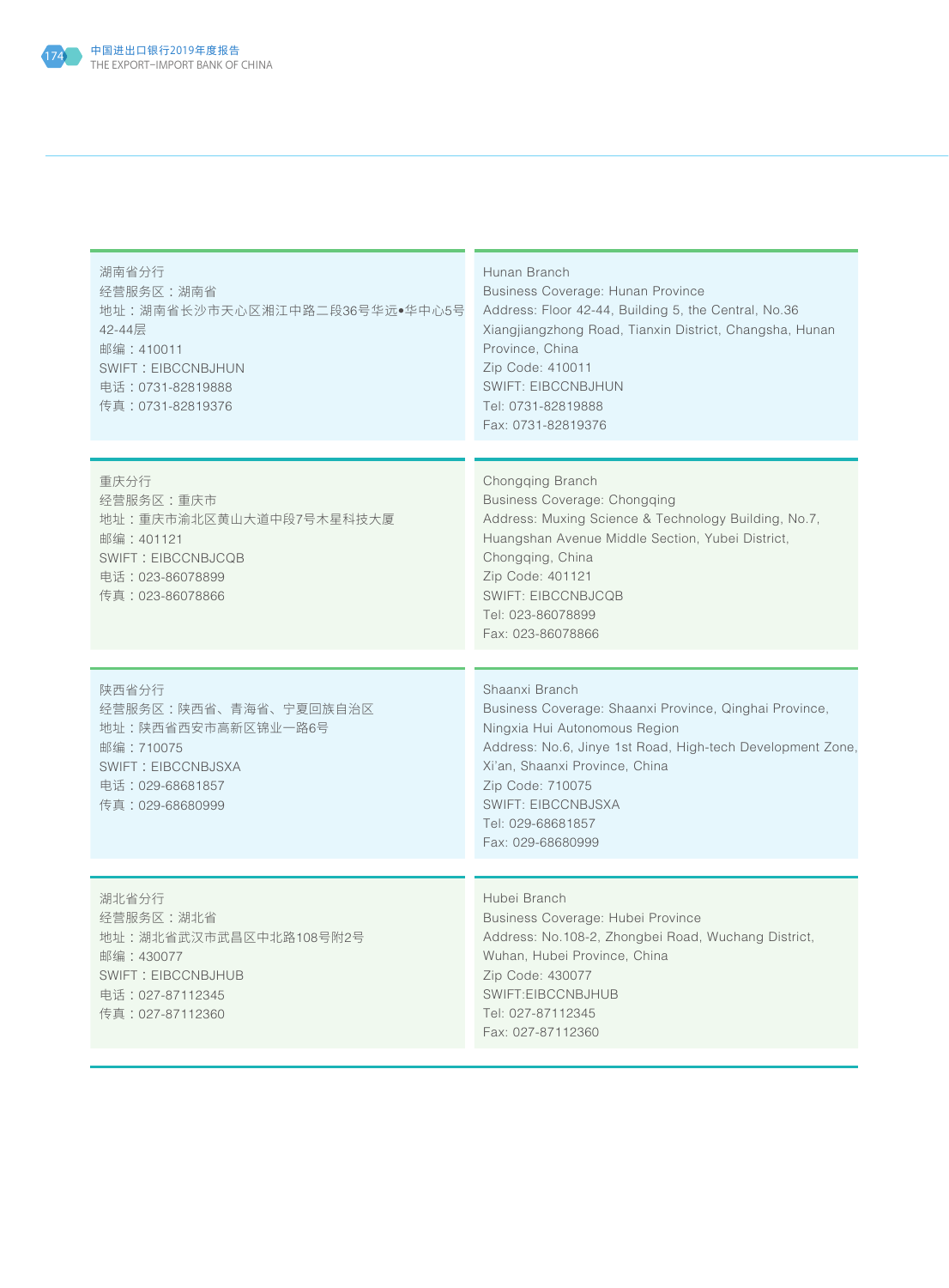湖南省分行
经营服务区：湖南省
地址：湖南省长沙市天心区湘江中路二段36号华远•华中心5号42-44层
邮编：410011
SWIFT：EIBCCNBJHUN
电话：0731-82819888
传真：0731-82819376

Hunan Branch
Business Coverage: Hunan Province
Address: Floor 42-44, Building 5, the Central, No.36 Xiangjiangzhong Road, Tianxin District, Changsha, Hunan Province, China
Zip Code: 410011
SWIFT: EIBCCNBJHUN
Tel: 0731-82819888
Fax: 0731-82819376

重庆分行
经营服务区：重庆市
地址：重庆市渝北区黄山大道中段7号木星科技大厦
邮编：401121
SWIFT：EIBCCNBJCQB
电话：023-86078899
传真：023-86078866

Chongqing Branch
Business Coverage: Chongqing
Address: Muxing Science & Technology Building, No.7, Huangshan Avenue Middle Section, Yubei District, Chongqing, China
Zip Code: 401121
SWIFT: EIBCCNBJCQB
Tel: 023-86078899
Fax: 023-86078866

陕西省分行
经营服务区：陕西省、青海省、宁夏回族自治区
地址：陕西省西安市高新区锦业一路6号
邮编：710075
SWIFT：EIBCCNBJSXA
电话：029-68681857
传真：029-68680999

Shaanxi Branch
Business Coverage: Shaanxi Province, Qinghai Province, Ningxia Hui Autonomous Region
Address: No.6, Jinye 1st Road, High-tech Development Zone, Xi'an, Shaanxi Province, China
Zip Code: 710075
SWIFT: EIBCCNBJSXA
Tel: 029-68681857
Fax: 029-68680999

湖北省分行
经营服务区：湖北省
地址：湖北省武汉市武昌区中北路108号附2号
邮编：430077
SWIFT：EIBCCNBJHUB
电话：027-87112345
传真：027-87112360

Hubei Branch
Business Coverage: Hubei Province
Address: No.108-2, Zhongbei Road, Wuchang District, Wuhan, Hubei Province, China
Zip Code: 430077
SWIFT:EIBCCNBJHUB
Tel: 027-87112345
Fax: 027-87112360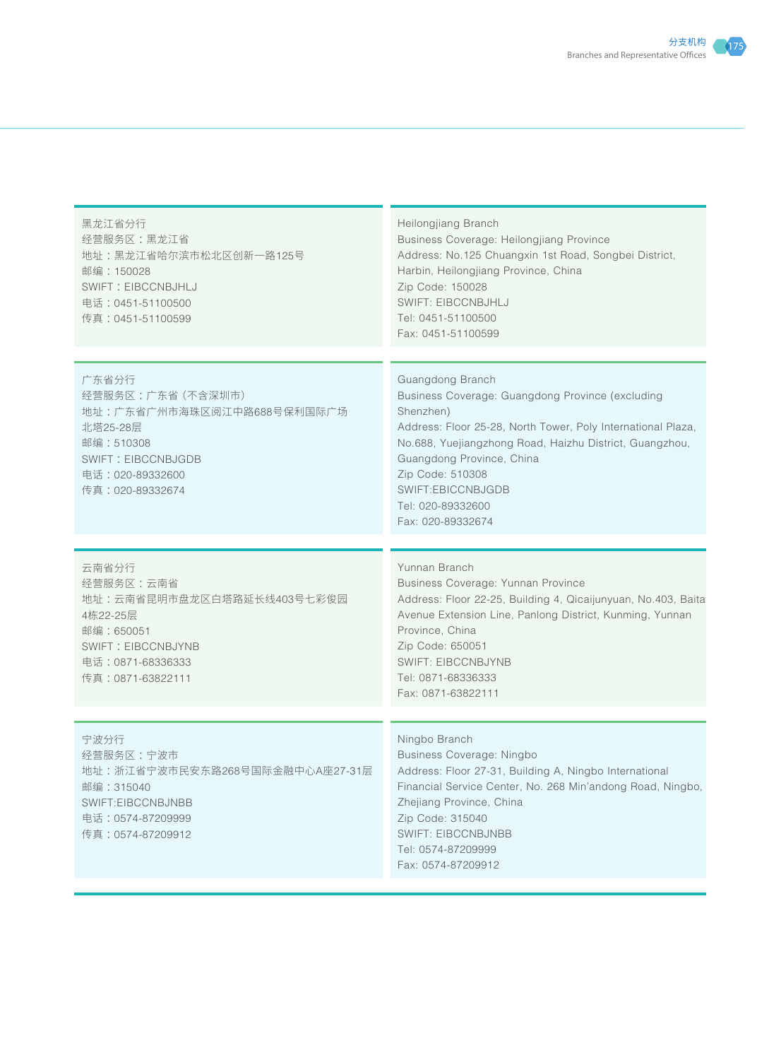黑龙江省分行
经营服务区：黑龙江省
地址：黑龙江省哈尔滨市松北区创新一路125号
邮编：150028
SWIFT：EIBCCNBJHLJ
电话：0451-51100500
传真：0451-51100599

Heilongjiang Branch
Business Coverage: Heilongjiang Province
Address: No.125 Chuangxin 1st Road, Songbei District, Harbin, Heilongjiang Province, China
Zip Code: 150028
SWIFT: EIBCCNBJHLJ
Tel: 0451-51100500
Fax: 0451-51100599

广东省分行
经营服务区：广东省（不含深圳市）
地址：广东省广州市海珠区阅江中路688号保利国际广场北塔25-28层
邮编：510308
SWIFT：EIBCCNBJGDB
电话：020-89332600
传真：020-89332674

Guangdong Branch
Business Coverage: Guangdong Province (excluding Shenzhen)
Address: Floor 25-28, North Tower, Poly International Plaza, No.688, Yuejiangzhong Road, Haizhu District, Guangzhou, Guangdong Province, China
Zip Code: 510308
SWIFT:EBICCNBJGDB
Tel: 020-89332600
Fax: 020-89332674

云南省分行
经营服务区：云南省
地址：云南省昆明市盘龙区白塔路延长线403号七彩俊园4栋22-25层
邮编：650051
SWIFT：EIBCCNBJYNB
电话：0871-68336333
传真：0871-63822111

Yunnan Branch
Business Coverage: Yunnan Province
Address: Floor 22-25, Building 4, Qicaijunyuan, No.403, Baita Avenue Extension Line, Panlong District, Kunming, Yunnan Province, China
Zip Code: 650051
SWIFT: EIBCCNBJYNB
Tel: 0871-68336333
Fax: 0871-63822111

宁波分行
经营服务区：宁波市
地址：浙江省宁波市民安东路268号国际金融中心A座27-31层
邮编：315040
SWIFT:EIBCCNBJNBB
电话：0574-87209999
传真：0574-87209912

Ningbo Branch
Business Coverage: Ningbo
Address: Floor 27-31, Building A, Ningbo International Financial Service Center, No. 268 Min'andong Road, Ningbo, Zhejiang Province, China
Zip Code: 315040
SWIFT: EIBCCNBJNBB
Tel: 0574-87209999
Fax: 0574-87209912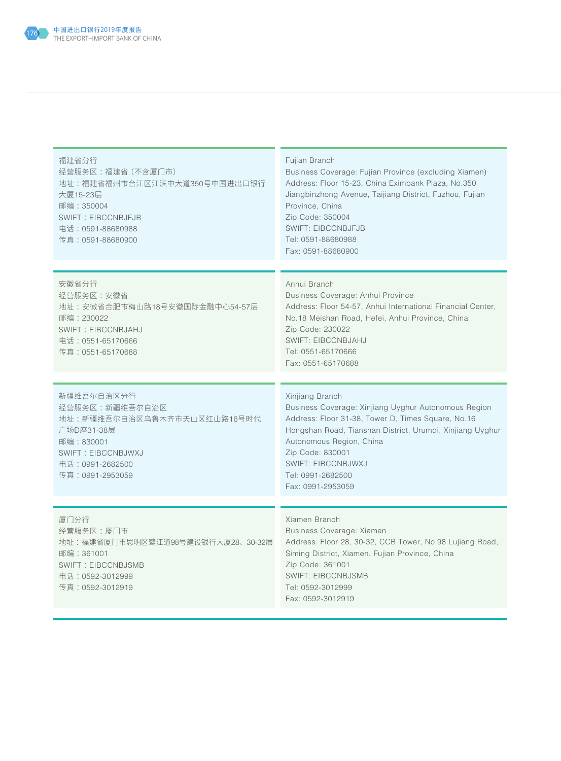福建省分行
经营服务区：福建省（不含厦门市）
地址：福建省福州市台江区江滨中大道350号中国进出口银行大厦15-23层
邮编：350004
SWIFT：EIBCCNBJFJB
电话：0591-88680988
传真：0591-88680900

Fujian Branch
Business Coverage: Fujian Province (excluding Xiamen)
Address: Floor 15-23, China Eximbank Plaza, No.350 Jiangbinzhong Avenue, Taijiang District, Fuzhou, Fujian Province, China
Zip Code: 350004
SWIFT: EIBCCNBJFJB
Tel: 0591-88680988
Fax: 0591-88680900

安徽省分行
经营服务区：安徽省
地址：安徽省合肥市梅山路18号安徽国际金融中心54-57层
邮编：230022
SWIFT：EIBCCNBJAHJ
电话：0551-65170666
传真：0551-65170688

Anhui Branch
Business Coverage: Anhui Province
Address: Floor 54-57, Anhui International Financial Center, No.18 Meishan Road, Hefei, Anhui Province, China
Zip Code: 230022
SWIFT: EIBCCNBJAHJ
Tel: 0551-65170666
Fax: 0551-65170688

新疆维吾尔自治区分行
经营服务区：新疆维吾尔自治区
地址：新疆维吾尔自治区乌鲁木齐市天山区红山路16号时代广场D座31-38层
邮编：830001
SWIFT：EIBCCNBJWXJ
电话：0991-2682500
传真：0991-2953059

Xinjiang Branch
Business Coverage: Xinjiang Uyghur Autonomous Region
Address: Floor 31-38, Tower D, Times Square, No.16 Hongshan Road, Tianshan District, Urumqi, Xinjiang Uyghur Autonomous Region, China
Zip Code: 830001
SWIFT: EIBCCNBJWXJ
Tel: 0991-2682500
Fax: 0991-2953059

厦门分行
经营服务区：厦门市
地址：福建省厦门市思明区鹭江道98号建设银行大厦28、30-32层
邮编：361001
SWIFT：EIBCCNBJSMB
电话：0592-3012999
传真：0592-3012919

Xiamen Branch
Business Coverage: Xiamen
Address: Floor 28, 30-32, CCB Tower, No.98 Lujiang Road, Siming District, Xiamen, Fujian Province, China
Zip Code: 361001
SWIFT: EIBCCNBJSMB
Tel: 0592-3012999
Fax: 0592-3012919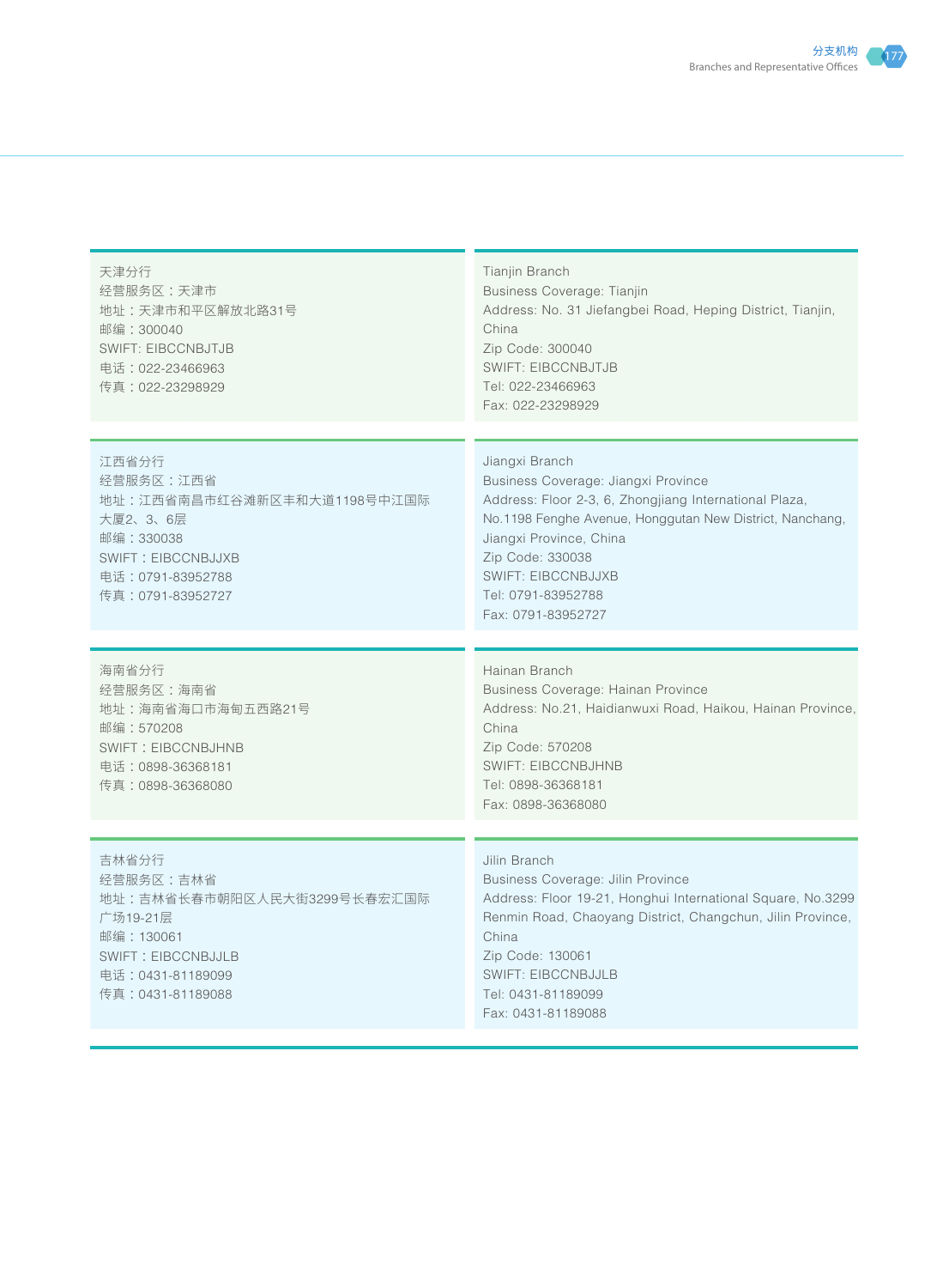天津分行
经营服务区：天津市
地址：天津市和平区解放北路31号
邮编：300040
SWIFT: EIBCCNBJTJB
电话：022-23466963
传真：022-23298929

Tianjin Branch
Business Coverage: Tianjin
Address: No. 31 Jiefangbei Road, Heping District, Tianjin, China
Zip Code: 300040
SWIFT: EIBCCNBJTJB
Tel: 022-23466963
Fax: 022-23298929

江西省分行
经营服务区：江西省
地址：江西省南昌市红谷滩新区丰和大道1198号中江国际大厦2、3、6层
邮编：330038
SWIFT：EIBCCNBJJXB
电话：0791-83952788
传真：0791-83952727

Jiangxi Branch
Business Coverage: Jiangxi Province
Address: Floor 2-3, 6, Zhongjiang International Plaza, No.1198 Fenghe Avenue, Honggutan New District, Nanchang, Jiangxi Province, China
Zip Code: 330038
SWIFT: EIBCCNBJJXB
Tel: 0791-83952788
Fax: 0791-83952727

海南省分行
经营服务区：海南省
地址：海南省海口市海甸五西路21号
邮编：570208
SWIFT：EIBCCNBJHNB
电话：0898-36368181
传真：0898-36368080

Hainan Branch
Business Coverage: Hainan Province
Address: No.21, Haidianwuxi Road, Haikou, Hainan Province, China
Zip Code: 570208
SWIFT: EIBCCNBJHNB
Tel: 0898-36368181
Fax: 0898-36368080

吉林省分行
经营服务区：吉林省
地址：吉林省长春市朝阳区人民大街3299号长春宏汇国际广场19-21层
邮编：130061
SWIFT：EIBCCNBJJLB
电话：0431-81189099
传真：0431-81189088

Jilin Branch
Business Coverage: Jilin Province
Address: Floor 19-21, Honghui International Square, No.3299 Renmin Road, Chaoyang District, Changchun, Jilin Province, China
Zip Code: 130061
SWIFT: EIBCCNBJJLB
Tel: 0431-81189099
Fax: 0431-81189088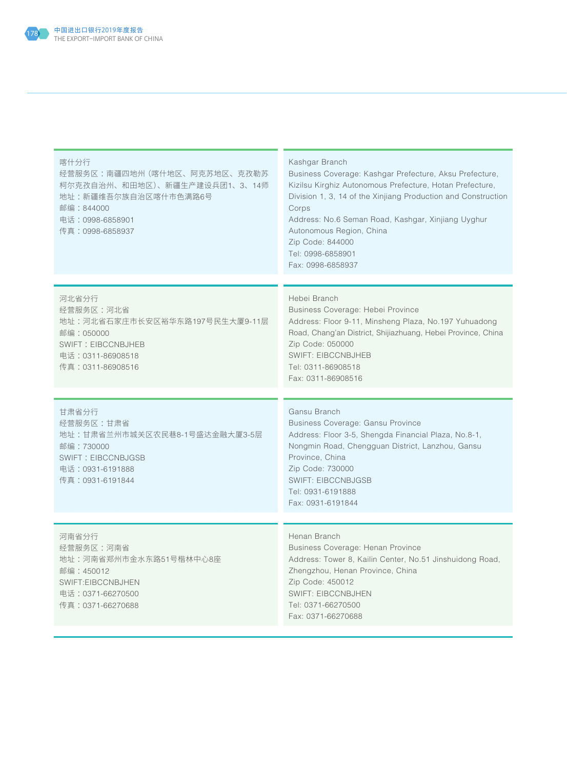喀什分行
经营服务区：南疆四地州（喀什地区、阿克苏地区、克孜勒苏柯尔克孜自治州、和田地区）、新疆生产建设兵团1、3、14师
地址：新疆维吾尔族自治区喀什市色满路6号
邮编：844000
电话：0998-6858901
传真：0998-6858937

Kashgar Branch
Business Coverage: Kashgar Prefecture, Aksu Prefecture, Kizilsu Kirghiz Autonomous Prefecture, Hotan Prefecture, Division 1, 3, 14 of the Xinjiang Production and Construction Corps
Address: No.6 Seman Road, Kashgar, Xinjiang Uyghur Autonomous Region, China
Zip Code: 844000
Tel: 0998-6858901
Fax: 0998-6858937

河北省分行
经营服务区：河北省
地址：河北省石家庄市长安区裕华东路197号民生大厦9-11层
邮编：050000
SWIFT：EIBCCNBJHEB
电话：0311-86908518
传真：0311-86908516

Hebei Branch
Business Coverage: Hebei Province
Address: Floor 9-11, Minsheng Plaza, No.197 Yuhuadong Road, Chang'an District, Shijiazhuang, Hebei Province, China
Zip Code: 050000
SWIFT: EIBCCNBJHEB
Tel: 0311-86908518
Fax: 0311-86908516

甘肃省分行
经营服务区：甘肃省
地址：甘肃省兰州市城关区农民巷8-1号盛达金融大厦3-5层
邮编：730000
SWIFT：EIBCCNBJGSB
电话：0931-6191888
传真：0931-6191844

Gansu Branch
Business Coverage: Gansu Province
Address: Floor 3-5, Shengda Financial Plaza, No.8-1, Nongmin Road, Chengguan District, Lanzhou, Gansu Province, China
Zip Code: 730000
SWIFT: EIBCCNBJGSB
Tel: 0931-6191888
Fax: 0931-6191844

河南省分行
经营服务区：河南省
地址：河南省郑州市金水东路51号楷林中心8座
邮编：450012
SWIFT:EIBCCNBJHEN
电话：0371-66270500
传真：0371-66270688

Henan Branch
Business Coverage: Henan Province
Address: Tower 8, Kailin Center, No.51 Jinshuidong Road, Zhengzhou, Henan Province, China
Zip Code: 450012
SWIFT: EIBCCNBJHEN
Tel: 0371-66270500
Fax: 0371-66270688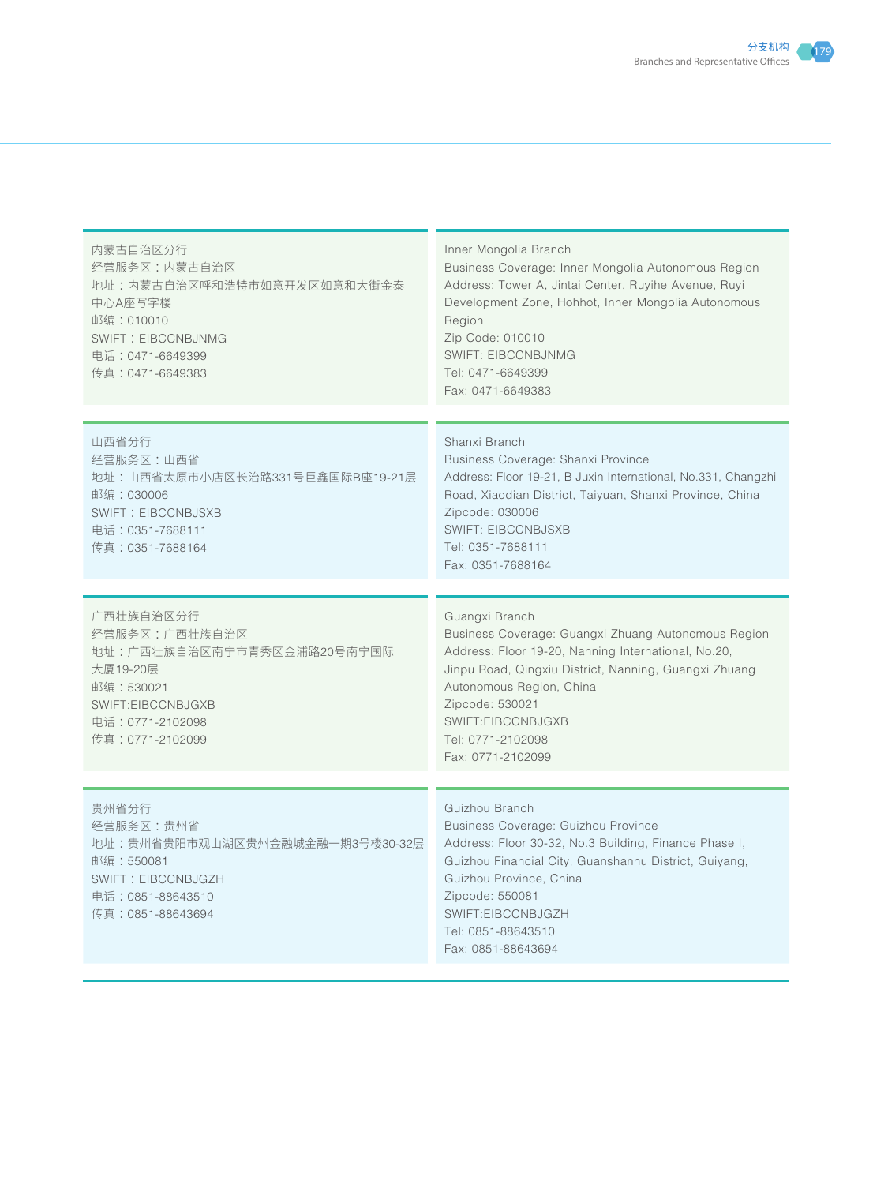内蒙古自治区分行
经营服务区：内蒙古自治区
地址：内蒙古自治区呼和浩特市如意开发区如意和大街金泰中心A座写字楼
邮编：010010
SWIFT：EIBCCNBJNMG
电话：0471-6649399
传真：0471-6649383

Inner Mongolia Branch
Business Coverage: Inner Mongolia Autonomous Region
Address: Tower A, Jintai Center, Ruyihe Avenue, Ruyi Development Zone, Hohhot, Inner Mongolia Autonomous Region
Zip Code: 010010
SWIFT: EIBCCNBJNMG
Tel: 0471-6649399
Fax: 0471-6649383

山西省分行
经营服务区：山西省
地址：山西省太原市小店区长治路331号巨鑫国际B座19-21层
邮编：030006
SWIFT：EIBCCNBJSXB
电话：0351-7688111
传真：0351-7688164

Shanxi Branch
Business Coverage: Shanxi Province
Address: Floor 19-21, B Juxin International, No.331, Changzhi Road, Xiaodian District, Taiyuan, Shanxi Province, China
Zipcode: 030006
SWIFT: EIBCCNBJSXB
Tel: 0351-7688111
Fax: 0351-7688164

广西壮族自治区分行
经营服务区：广西壮族自治区
地址：广西壮族自治区南宁市青秀区金浦路20号南宁国际大厦19-20层
邮编：530021
SWIFT:EIBCCNBJGXB
电话：0771-2102098
传真：0771-2102099

Guangxi Branch
Business Coverage: Guangxi Zhuang Autonomous Region
Address: Floor 19-20, Nanning International, No.20, Jinpu Road, Qingxiu District, Nanning, Guangxi Zhuang Autonomous Region, China
Zipcode: 530021
SWIFT:EIBCCNBJGXB
Tel: 0771-2102098
Fax: 0771-2102099

贵州省分行
经营服务区：贵州省
地址：贵州省贵阳市观山湖区贵州金融城金融一期3号楼30-32层
邮编：550081
SWIFT：EIBCCNBJGZH
电话：0851-88643510
传真：0851-88643694

Guizhou Branch
Business Coverage: Guizhou Province
Address: Floor 30-32, No.3 Building, Finance Phase I, Guizhou Financial City, Guanshanhu District, Guiyang, Guizhou Province, China
Zipcode: 550081
SWIFT:EIBCCNBJGZH
Tel: 0851-88643510
Fax: 0851-88643694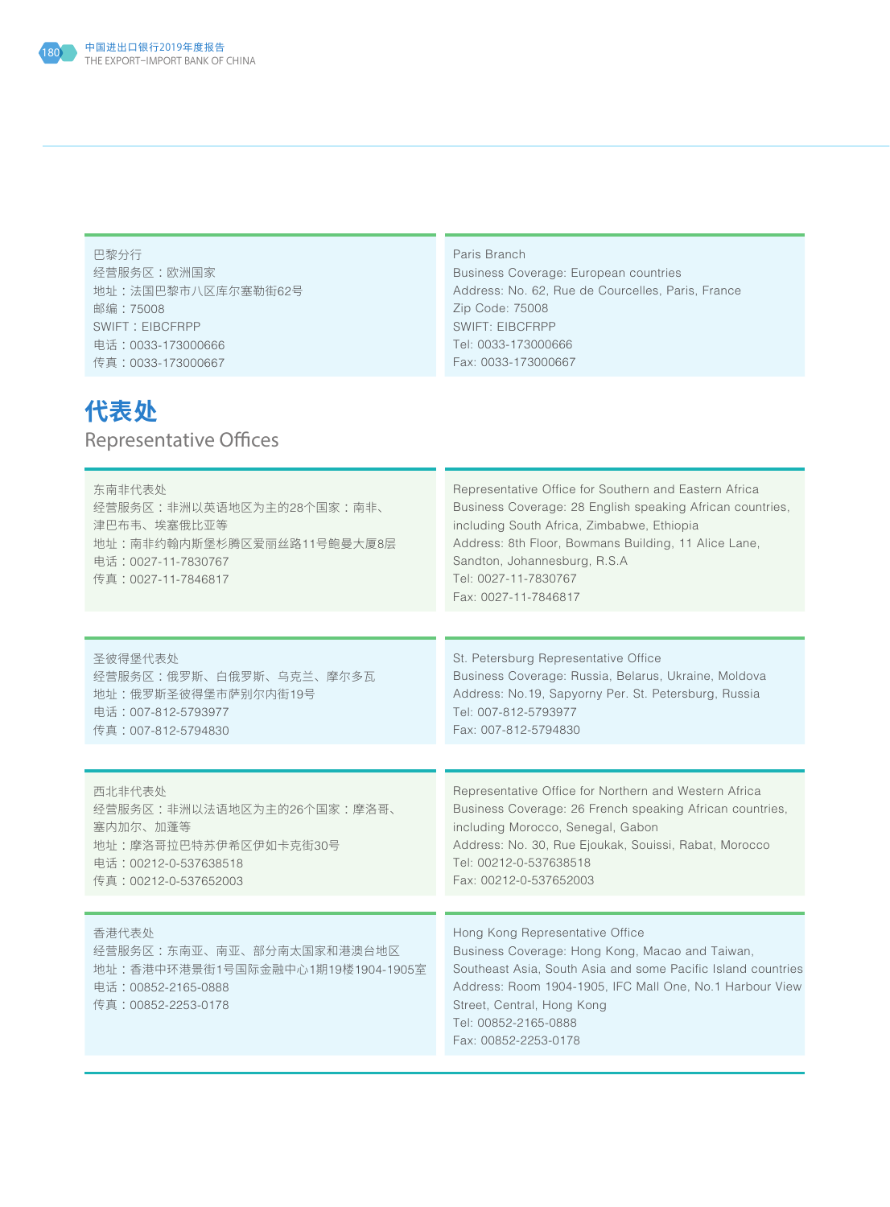巴黎分行
经营服务区：欧洲国家
地址：法国巴黎市八区库尔塞勒街62号
邮编：75008
SWIFT：EIBCFRPP
电话：0033-173000666
传真：0033-173000667

Paris Branch
Business Coverage: European countries
Address: No. 62, Rue de Courcelles, Paris, France
Zip Code: 75008
SWIFT: EIBCFRPP
Tel: 0033-173000666
Fax: 0033-173000667

# 代表处

## Representative Offices

东南非代表处
经营服务区：非洲以英语地区为主的28个国家：南非、津巴布韦、埃塞俄比亚等
地址：南非约翰内斯堡杉腾区爱丽丝路11号鲍曼大厦8层
电话：0027-11-7830767
传真：0027-11-7846817

Representative Office for Southern and Eastern Africa
Business Coverage: 28 English speaking African countries, including South Africa, Zimbabwe, Ethiopia
Address: 8th Floor, Bowmans Building, 11 Alice Lane, Sandton, Johannesburg, R.S.A
Tel: 0027-11-7830767
Fax: 0027-11-7846817

圣彼得堡代表处
经营服务区：俄罗斯、白俄罗斯、乌克兰、摩尔多瓦
地址：俄罗斯圣彼得堡市萨别尔内街19号
电话：007-812-5793977
传真：007-812-5794830

St. Petersburg Representative Office
Business Coverage: Russia, Belarus, Ukraine, Moldova
Address: No.19, Sapyorny Per. St. Petersburg, Russia
Tel: 007-812-5793977
Fax: 007-812-5794830

西北非代表处
经营服务区：非洲以法语地区为主的26个国家：摩洛哥、塞内加尔、加蓬等
地址：摩洛哥拉巴特苏伊希区伊如卡克街30号
电话：00212-0-537638518
传真：00212-0-537652003

Representative Office for Northern and Western Africa
Business Coverage: 26 French speaking African countries, including Morocco, Senegal, Gabon
Address: No. 30, Rue Ejoukak, Souissi, Rabat, Morocco
Tel: 00212-0-537638518
Fax: 00212-0-537652003

香港代表处
经营服务区：东南亚、南亚、部分南太国家和港澳台地区
地址：香港中环港景街1号国际金融中心1期19楼1904-1905室
电话：00852-2165-0888
传真：00852-2253-0178

Hong Kong Representative Office
Business Coverage: Hong Kong, Macao and Taiwan, Southeast Asia, South Asia and some Pacific Island countries
Address: Room 1904-1905, IFC Mall One, No.1 Harbour View Street, Central, Hong Kong
Tel: 00852-2165-0888
Fax: 00852-2253-0178